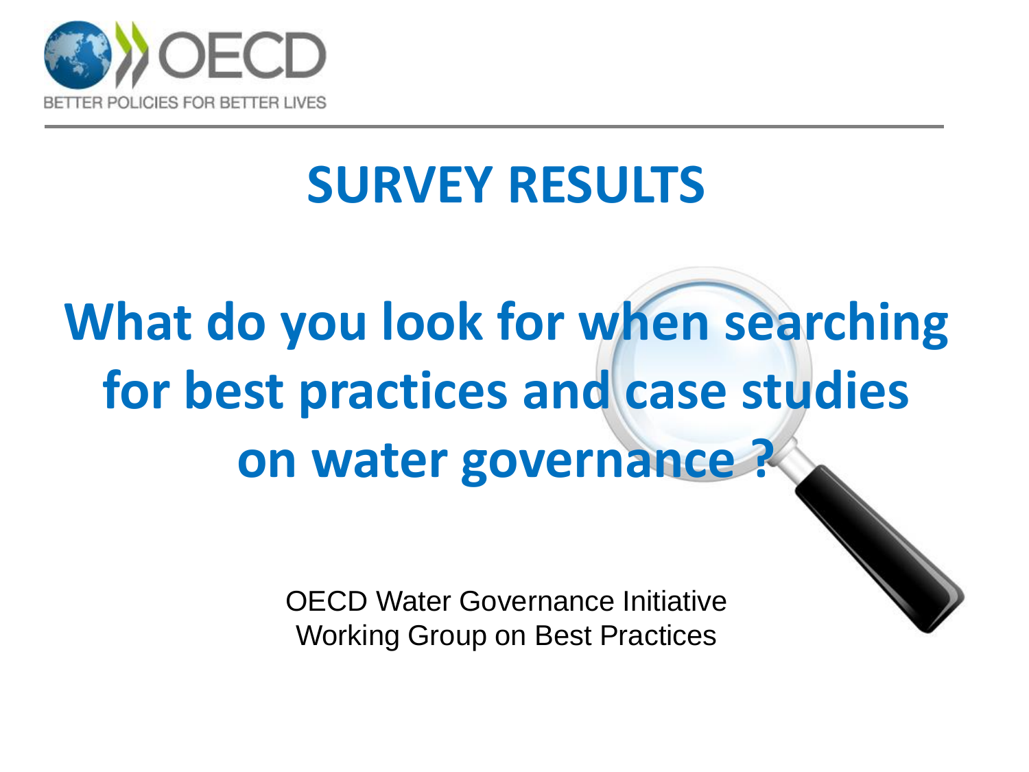OECD

BETTER POLICIES FOR BETTER LIVES

# SURVEY RESULTS

# What do you look for when searching for best practices and case studies on water governance ?

OECD Water Governance Initiative
Working Group on Best Practices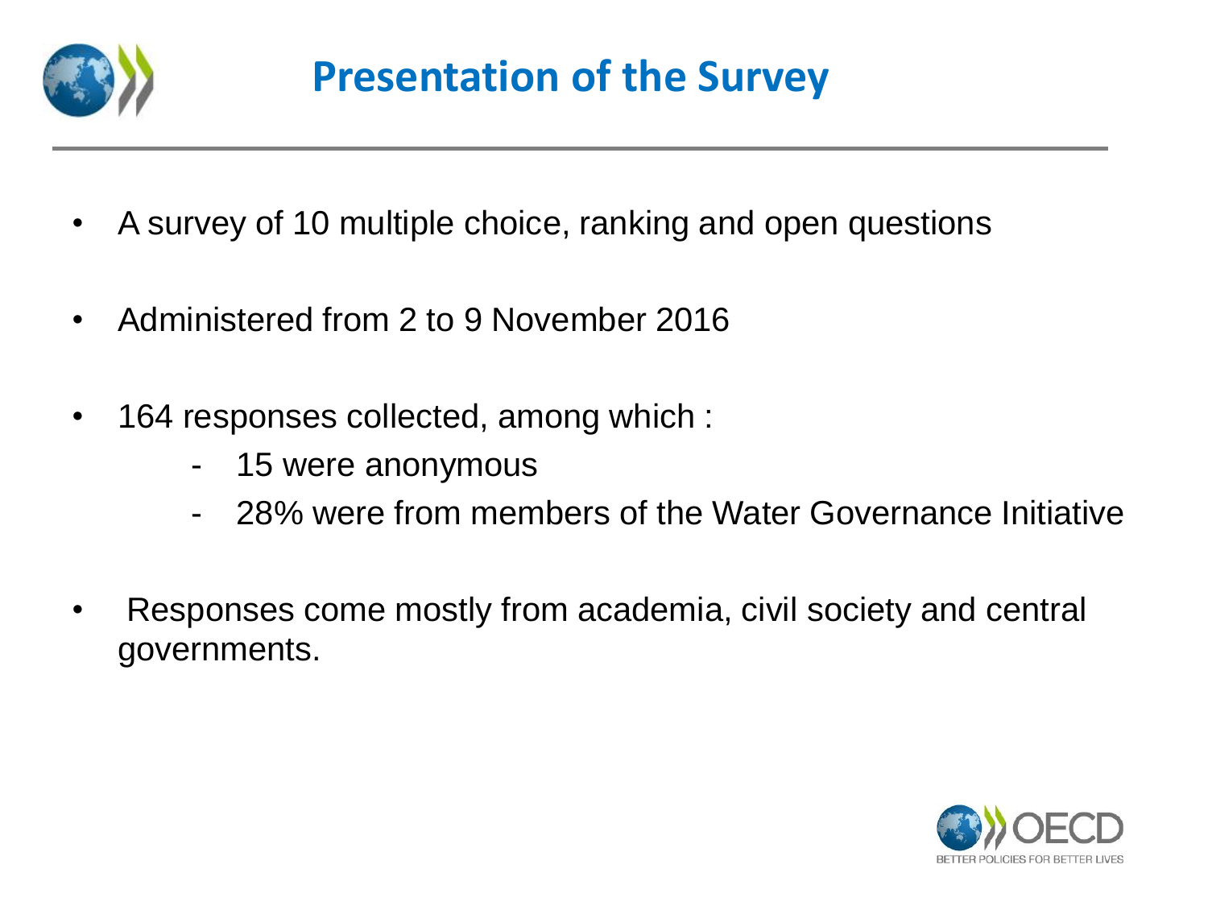# Presentation of the Survey

- A survey of 10 multiple choice, ranking and open questions
- Administered from 2 to 9 November 2016
- 164 responses collected, among which :
  - 15 were anonymous
  - 28% were from members of the Water Governance Initiative
- Responses come mostly from academia, civil society and central governments.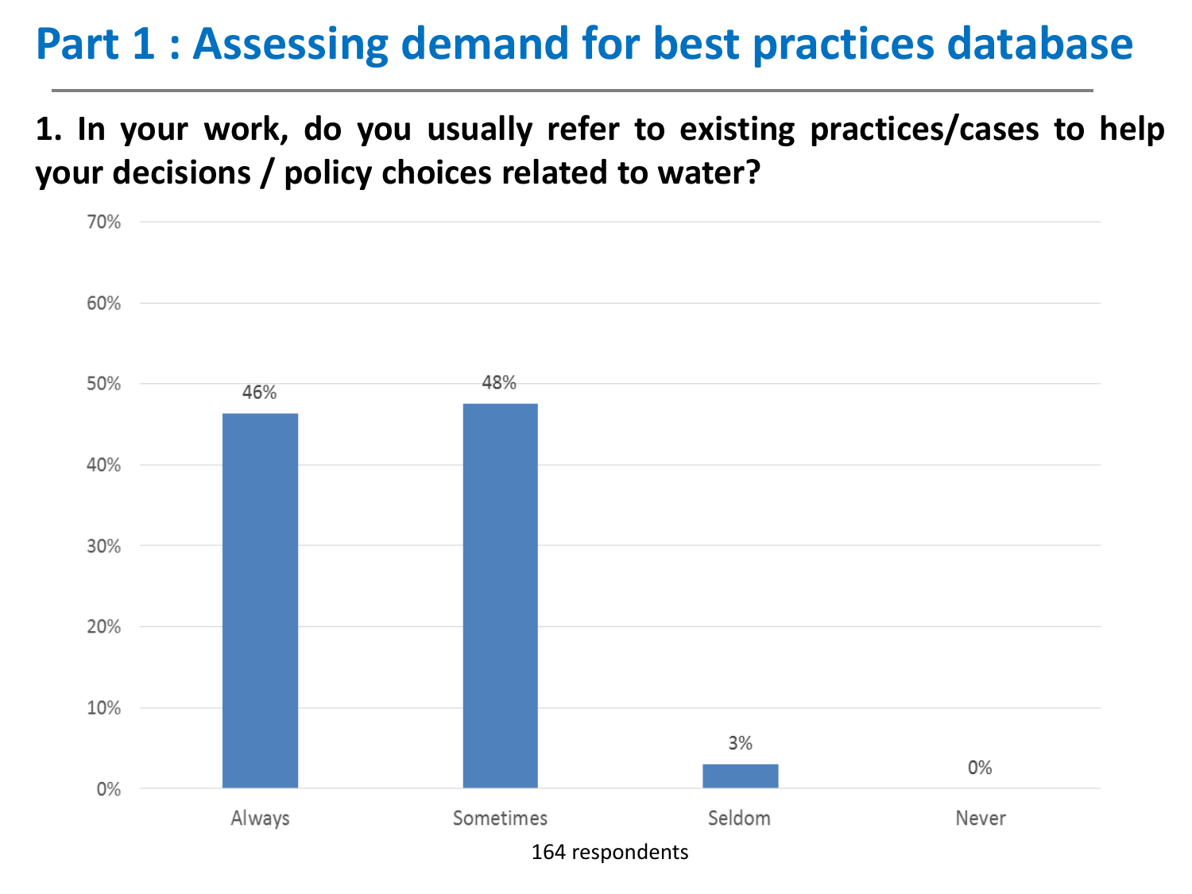# Part 1 : Assessing demand for best practices database

**1. In your work, do you usually refer to existing practices/cases to help your decisions / policy choices related to water?**

| Response | Percentage |
|---|---|
| Always | 46% |
| Sometimes | 48% |
| Seldom | 3% |
| Never | 0% |

164 respondents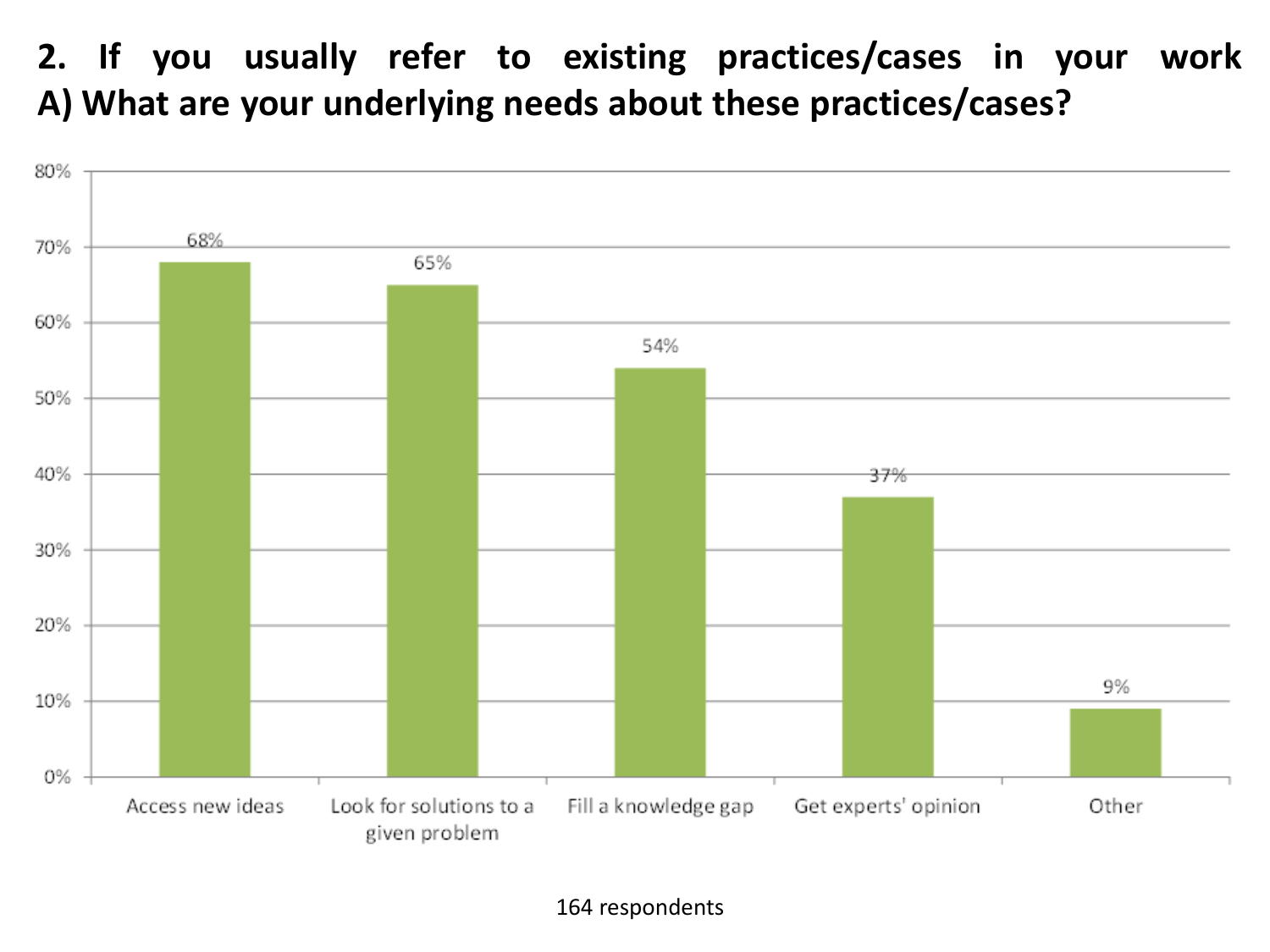## 2. If you usually refer to existing practices/cases in your work A) What are your underlying needs about these practices/cases?

| Need | Percentage |
| --- | --- |
| Access new ideas | 68% |
| Look for solutions to a given problem | 65% |
| Fill a knowledge gap | 54% |
| Get experts' opinion | 37% |
| Other | 9% |

164 respondents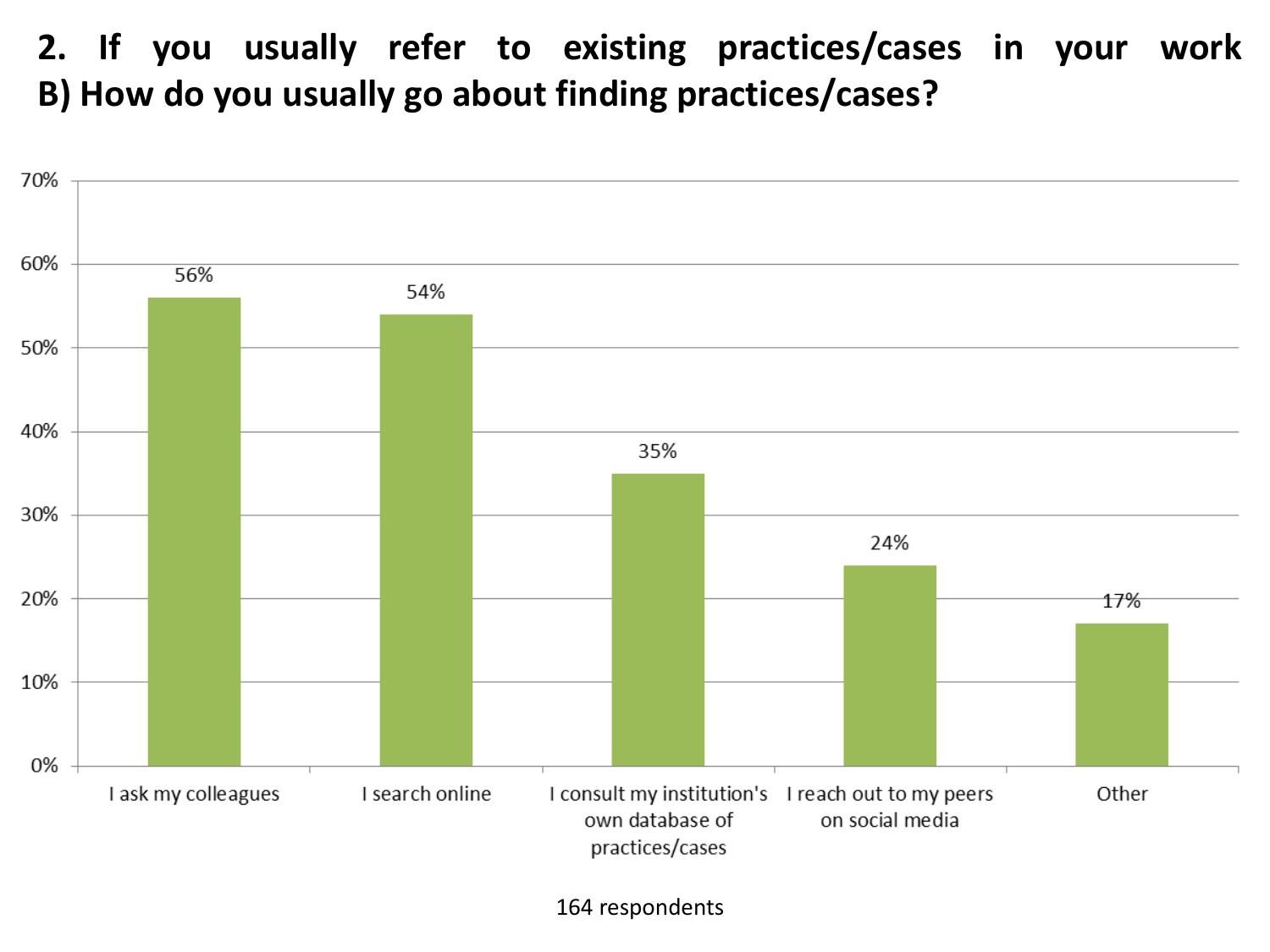# 2. If you usually refer to existing practices/cases in your work B) How do you usually go about finding practices/cases?

| Response | Percentage |
| --- | --- |
| I ask my colleagues | 56% |
| I search online | 54% |
| I consult my institution's own database of practices/cases | 35% |
| I reach out to my peers on social media | 24% |
| Other | 17% |

164 respondents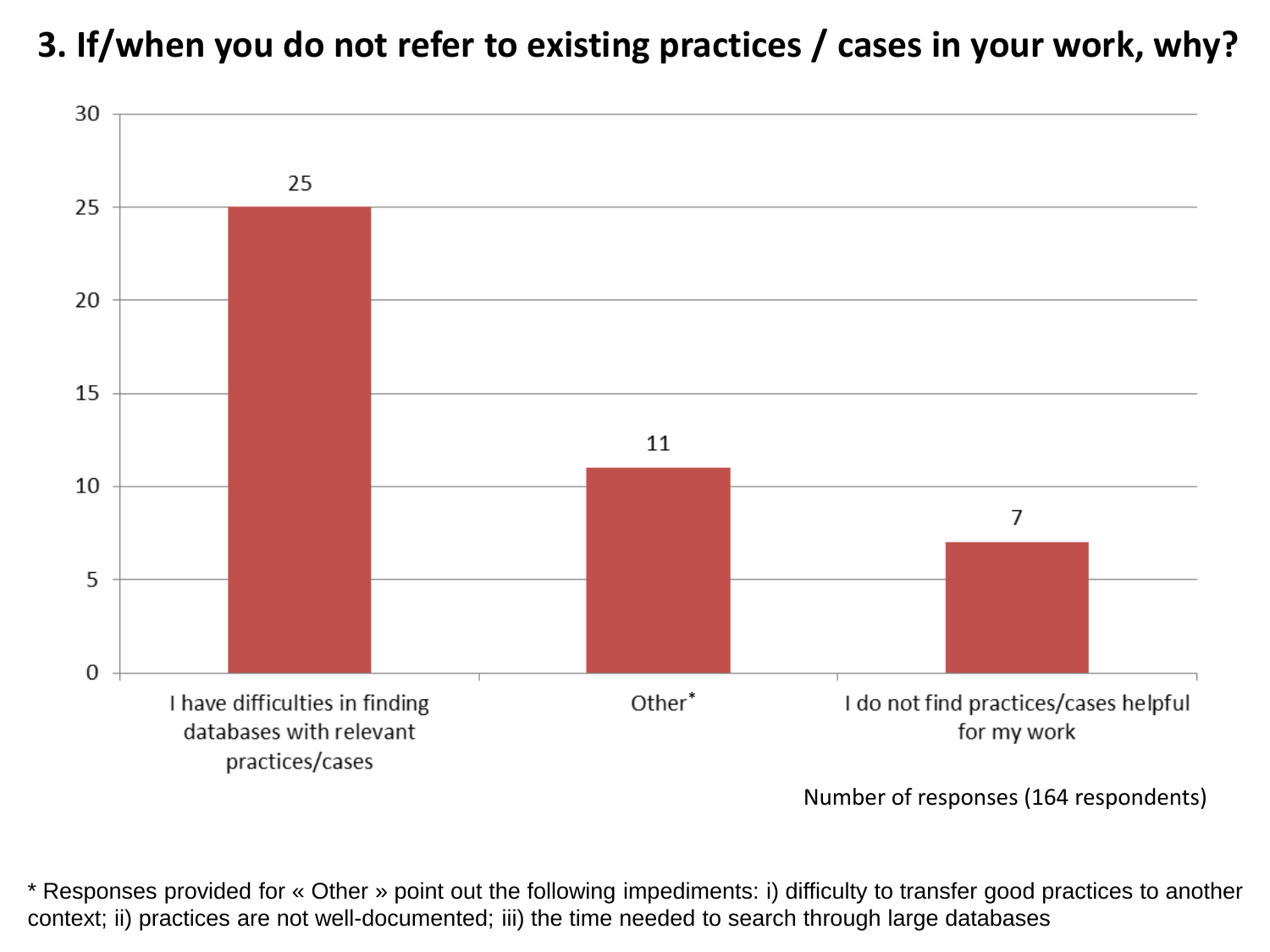# 3. If/when you do not refer to existing practices / cases in your work, why?

| Response | Number of responses |
| --- | --- |
| I have difficulties in finding databases with relevant practices/cases | 25 |
| Other* | 11 |
| I do not find practices/cases helpful for my work | 7 |

Number of responses (164 respondents)

* Responses provided for « Other » point out the following impediments: i) difficulty to transfer good practices to another context; ii) practices are not well-documented; iii) the time needed to search through large databases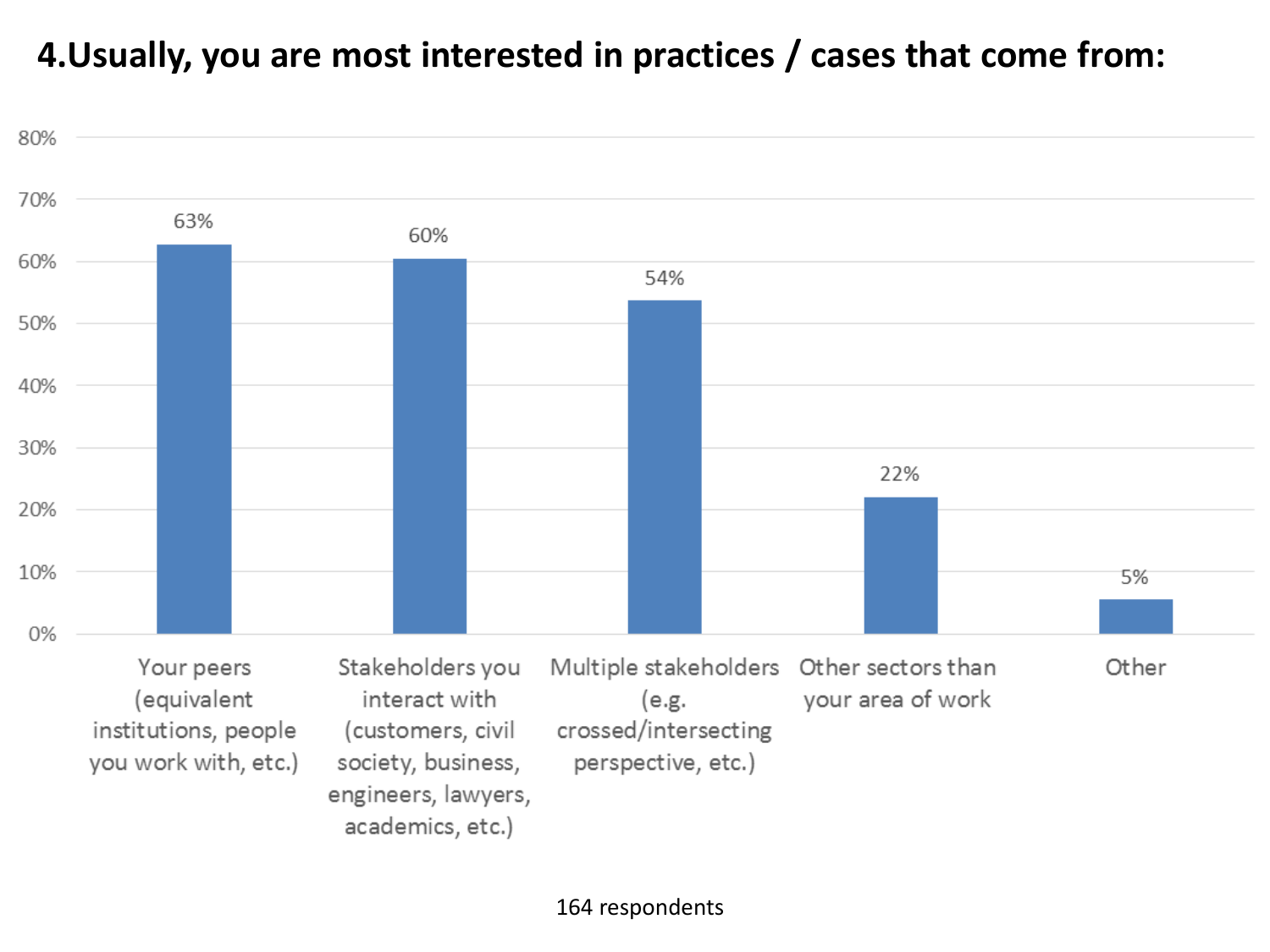# 4.Usually, you are most interested in practices / cases that come from:

| Category | Percentage |
| --- | --- |
| Your peers (equivalent institutions, people you work with, etc.) | 63% |
| Stakeholders you interact with (customers, civil society, business, engineers, lawyers, academics, etc.) | 60% |
| Multiple stakeholders (e.g. crossed/intersecting perspective, etc.) | 54% |
| Other sectors than your area of work | 22% |
| Other | 5% |

164 respondents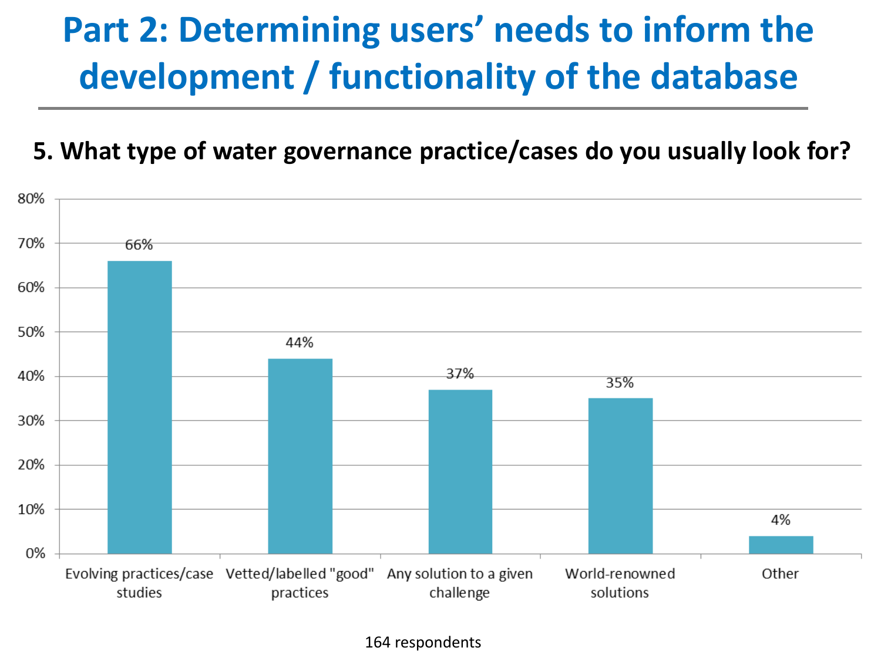# Part 2: Determining users' needs to inform the development / functionality of the database

## 5. What type of water governance practice/cases do you usually look for?

| Type | Percentage |
| --- | --- |
| Evolving practices/case studies | 66% |
| Vetted/labelled "good" practices | 44% |
| Any solution to a given challenge | 37% |
| World-renowned solutions | 35% |
| Other | 4% |

164 respondents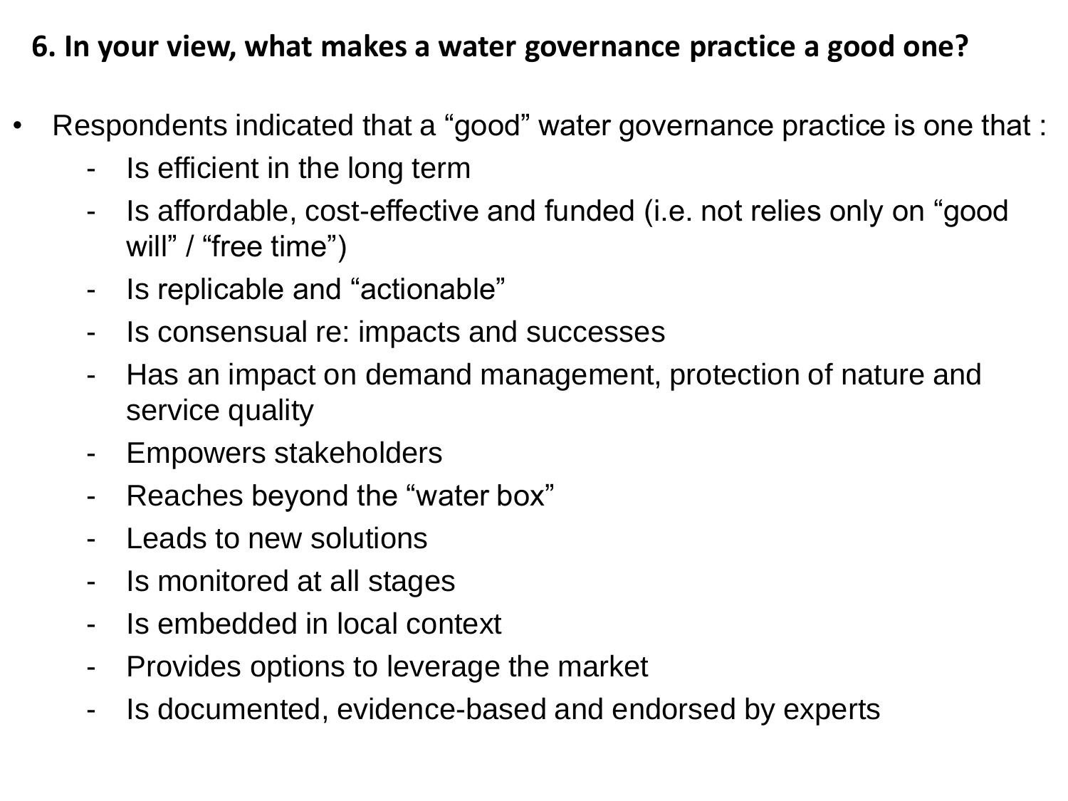**6. In your view, what makes a water governance practice a good one?**

- Respondents indicated that a “good” water governance practice is one that :
  - Is efficient in the long term
  - Is affordable, cost-effective and funded (i.e. not relies only on “good will” / “free time”)
  - Is replicable and “actionable”
  - Is consensual re: impacts and successes
  - Has an impact on demand management, protection of nature and service quality
  - Empowers stakeholders
  - Reaches beyond the “water box”
  - Leads to new solutions
  - Is monitored at all stages
  - Is embedded in local context
  - Provides options to leverage the market
  - Is documented, evidence-based and endorsed by experts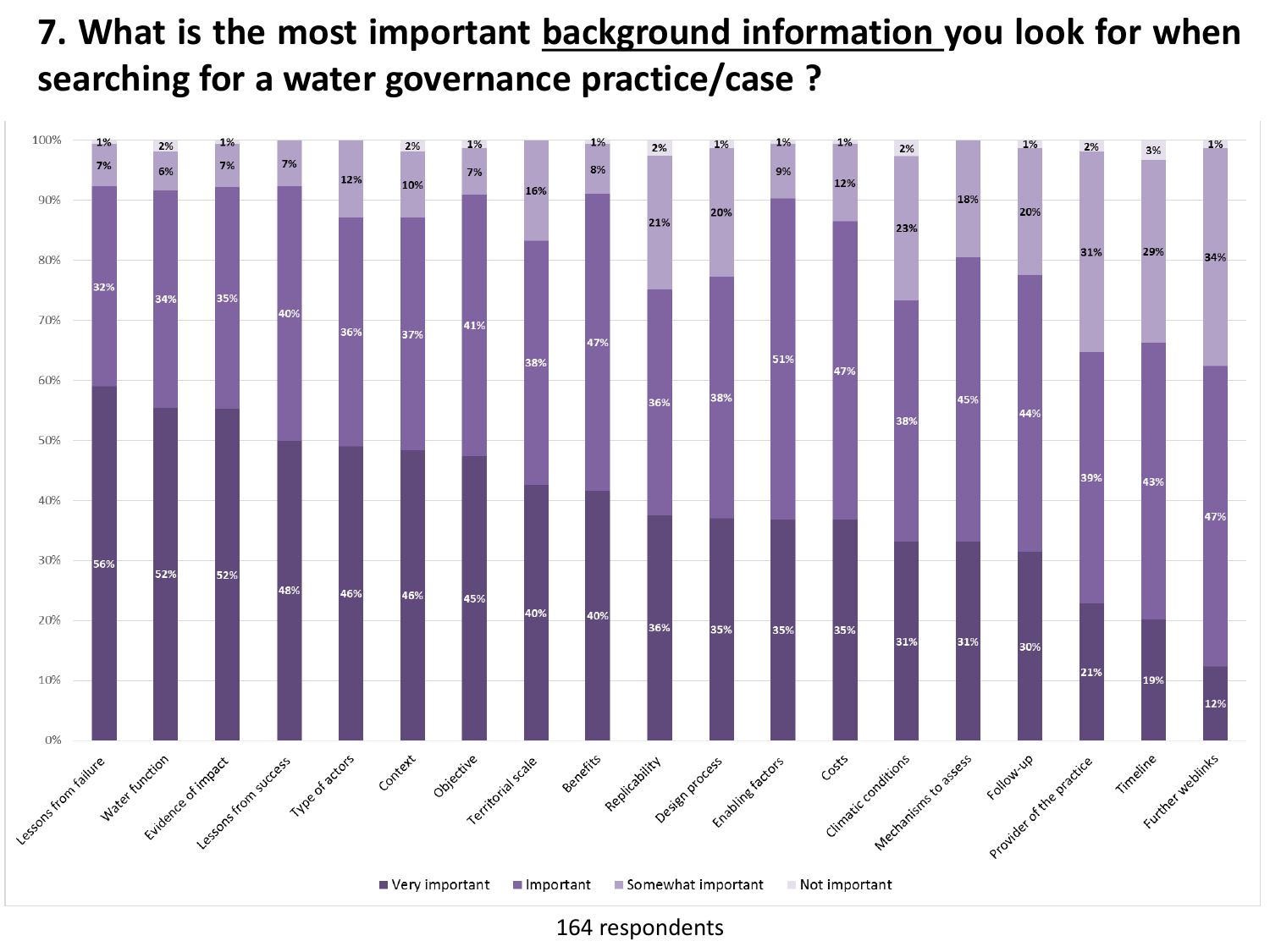# 7. What is the most important background information you look for when searching for a water governance practice/case ?

| | Very important | Important | Somewhat important | Not important |
|---|---|---|---|---|
| Lessons from failure | 56% | 32% | 7% | 1% |
| Water function | 52% | 34% | 6% | 2% |
| Evidence of impact | 52% | 35% | 7% | 1% |
| Lessons from success | 48% | 40% | 7% | |
| Type of actors | 46% | 36% | 12% | |
| Context | 46% | 37% | 10% | 2% |
| Objective | 45% | 41% | 7% | 1% |
| Territorial scale | 40% | 38% | 16% | |
| Benefits | 40% | 47% | 8% | 1% |
| Replicability | 36% | 36% | 21% | 2% |
| Design process | 35% | 38% | 20% | 1% |
| Enabling factors | 35% | 51% | 9% | 1% |
| Costs | 35% | 47% | 12% | 1% |
| Climatic conditions | 31% | 38% | 23% | 2% |
| Mechanisms to assess | 31% | 45% | 18% | |
| Follow-up | 30% | 44% | 20% | 1% |
| Provider of the practice | 21% | 39% | 31% | 2% |
| Timeline | 19% | 43% | 29% | 3% |
| Further weblinks | 12% | 47% | 34% | 1% |

164 respondents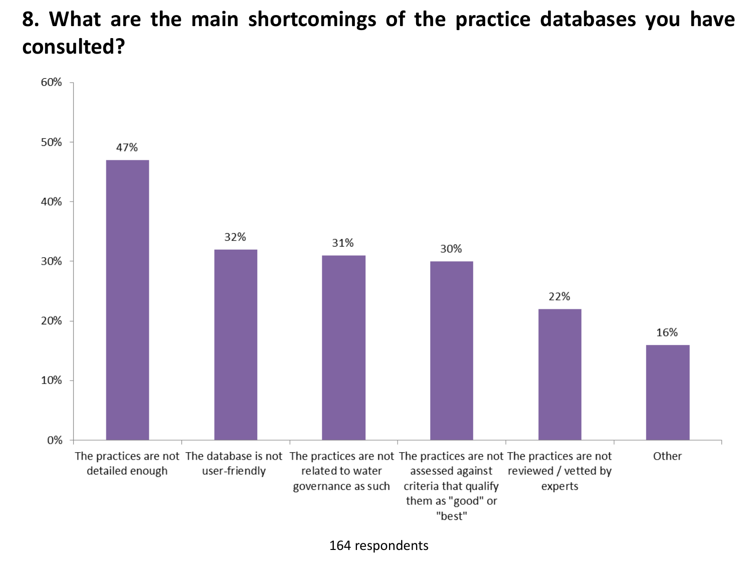# 8. What are the main shortcomings of the practice databases you have consulted?

| Shortcoming | Percentage |
| --- | --- |
| The practices are not detailed enough | 47% |
| The database is not user-friendly | 32% |
| The practices are not related to water governance as such | 31% |
| The practices are not assessed against criteria that qualify them as "good" or "best" | 30% |
| The practices are not reviewed / vetted by experts | 22% |
| Other | 16% |

164 respondents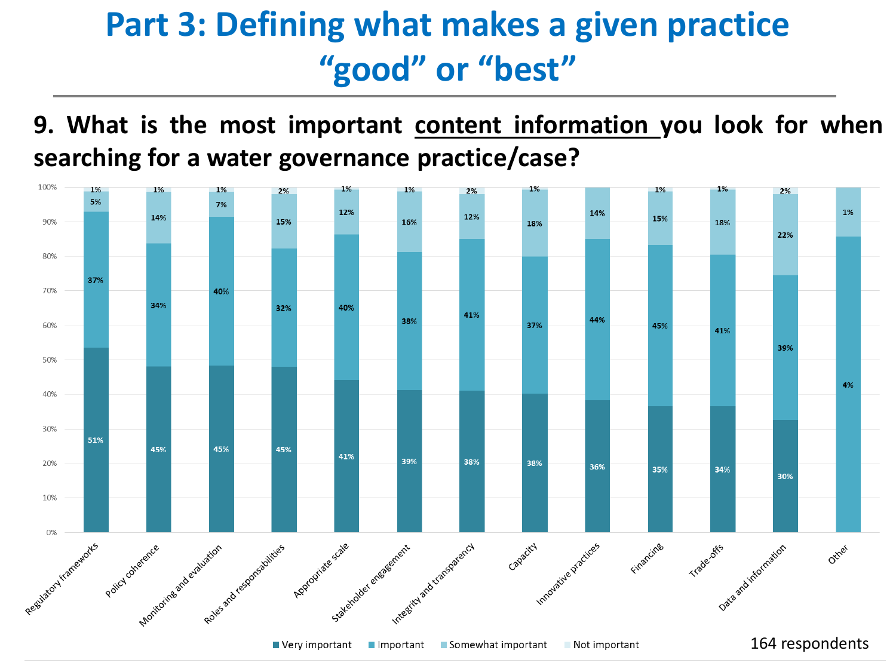# Part 3: Defining what makes a given practice "good" or "best"

## 9. What is the most important content information you look for when searching for a water governance practice/case?

| | Very important | Important | Somewhat important | Not important |
|---|---|---|---|---|
| Regulatory frameworks | 51% | 37% | 5% | 1% |
| Policy coherence | 45% | 34% | 14% | 1% |
| Monitoring and evaluation | 45% | 40% | 7% | 1% |
| Roles and responsabilities | 45% | 32% | 15% | 2% |
| Appropriate scale | 41% | 40% | 12% | 1% |
| Stakeholder engagement | 39% | 38% | 16% | 1% |
| Integrity and transparency | 38% | 41% | 12% | 2% |
| Capacity | 38% | 37% | 18% | 1% |
| Innovative practices | 36% | 44% | 14% | |
| Financing | 35% | 45% | 15% | 1% |
| Trade-offs | 34% | 41% | 18% | 1% |
| Data and information | 30% | 39% | 22% | 2% |
| Other | | 4% | 1% | |

164 respondents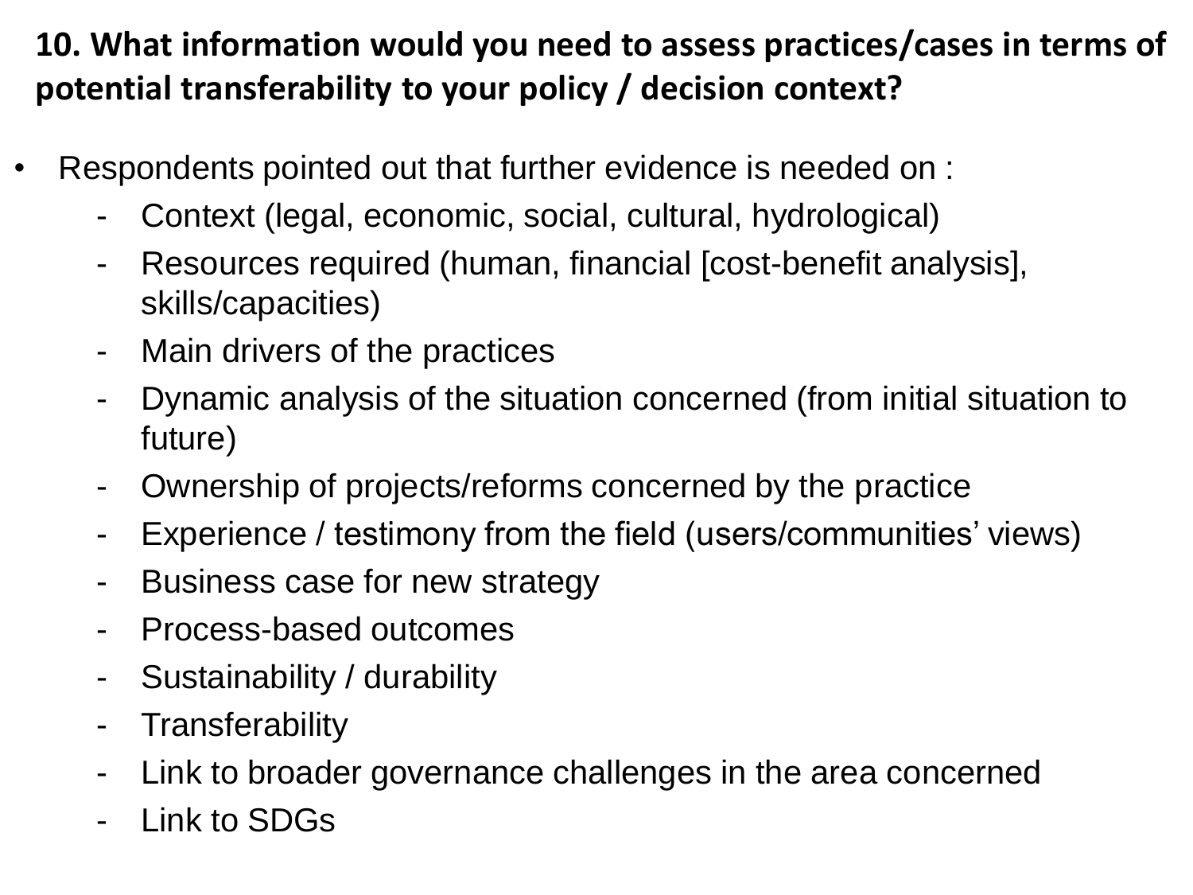## 10. What information would you need to assess practices/cases in terms of potential transferability to your policy / decision context?

- Respondents pointed out that further evidence is needed on :
  - Context (legal, economic, social, cultural, hydrological)
  - Resources required (human, financial [cost-benefit analysis], skills/capacities)
  - Main drivers of the practices
  - Dynamic analysis of the situation concerned (from initial situation to future)
  - Ownership of projects/reforms concerned by the practice
  - Experience / testimony from the field (users/communities' views)
  - Business case for new strategy
  - Process-based outcomes
  - Sustainability / durability
  - Transferability
  - Link to broader governance challenges in the area concerned
  - Link to SDGs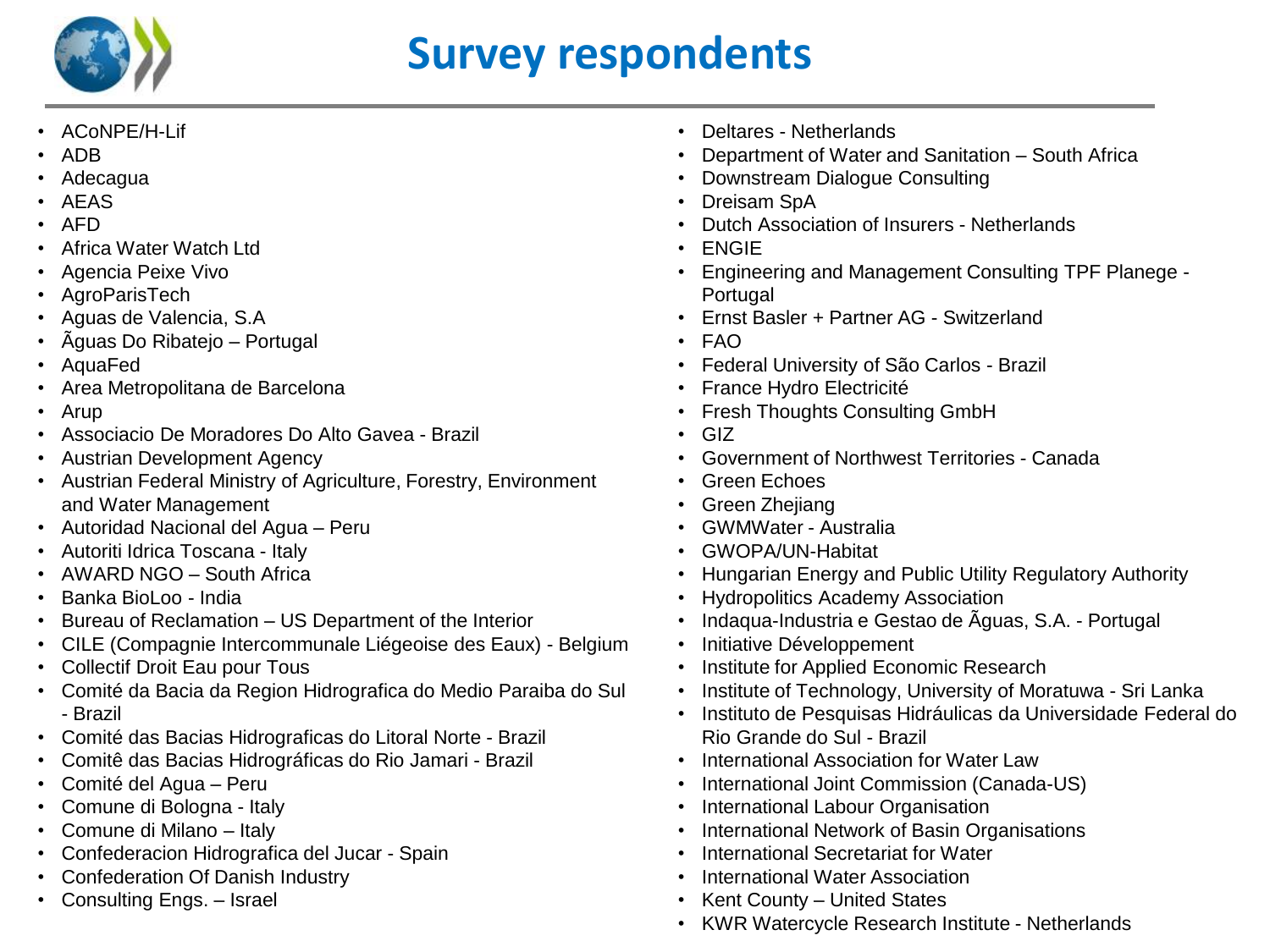# Survey respondents

- ACoNPE/H-Lif
- ADB
- Adecagua
- AEAS
- AFD
- Africa Water Watch Ltd
- Agencia Peixe Vivo
- AgroParisTech
- Aguas de Valencia, S.A
- Ãguas Do Ribatejo – Portugal
- AquaFed
- Area Metropolitana de Barcelona
- Arup
- Associacio De Moradores Do Alto Gavea - Brazil
- Austrian Development Agency
- Austrian Federal Ministry of Agriculture, Forestry, Environment and Water Management
- Autoridad Nacional del Agua – Peru
- Autoriti Idrica Toscana - Italy
- AWARD NGO – South Africa
- Banka BioLoo - India
- Bureau of Reclamation – US Department of the Interior
- CILE (Compagnie Intercommunale Liégeoise des Eaux) - Belgium
- Collectif Droit Eau pour Tous
- Comité da Bacia da Region Hidrografica do Medio Paraiba do Sul - Brazil
- Comité das Bacias Hidrograficas do Litoral Norte - Brazil
- Comitê das Bacias Hidrográficas do Rio Jamari - Brazil
- Comité del Agua – Peru
- Comune di Bologna - Italy
- Comune di Milano – Italy
- Confederacion Hidrografica del Jucar - Spain
- Confederation Of Danish Industry
- Consulting Engs. – Israel
- Deltares - Netherlands
- Department of Water and Sanitation – South Africa
- Downstream Dialogue Consulting
- Dreisam SpA
- Dutch Association of Insurers - Netherlands
- ENGIE
- Engineering and Management Consulting TPF Planege - Portugal
- Ernst Basler + Partner AG - Switzerland
- FAO
- Federal University of São Carlos - Brazil
- France Hydro Electricité
- Fresh Thoughts Consulting GmbH
- GIZ
- Government of Northwest Territories - Canada
- Green Echoes
- Green Zhejiang
- GWMWater - Australia
- GWOPA/UN-Habitat
- Hungarian Energy and Public Utility Regulatory Authority
- Hydropolitics Academy Association
- Indaqua-Industria e Gestao de Ãguas, S.A. - Portugal
- Initiative Développement
- Institute for Applied Economic Research
- Institute of Technology, University of Moratuwa - Sri Lanka
- Instituto de Pesquisas Hidráulicas da Universidade Federal do Rio Grande do Sul - Brazil
- International Association for Water Law
- International Joint Commission (Canada-US)
- International Labour Organisation
- International Network of Basin Organisations
- International Secretariat for Water
- International Water Association
- Kent County – United States
- KWR Watercycle Research Institute - Netherlands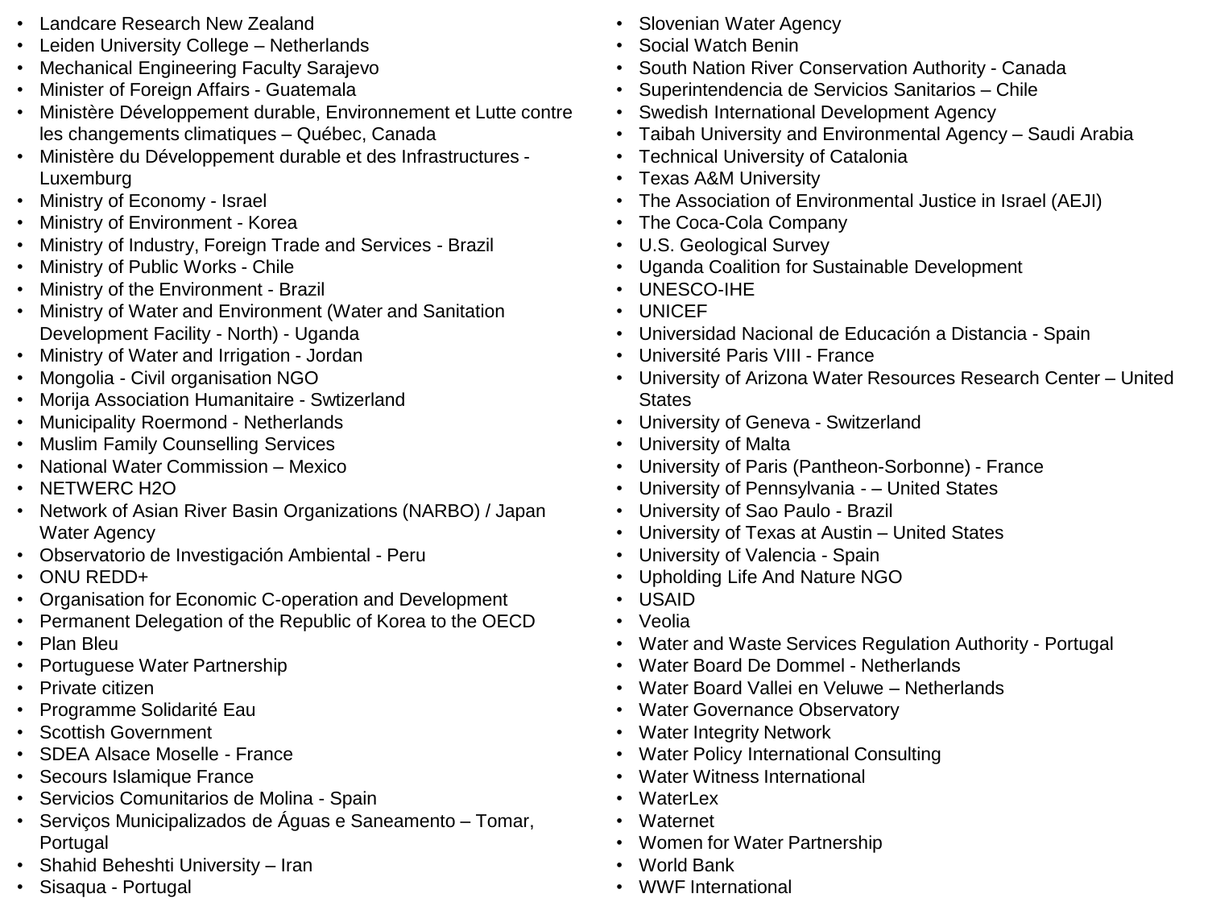- Landcare Research New Zealand
- Leiden University College – Netherlands
- Mechanical Engineering Faculty Sarajevo
- Minister of Foreign Affairs - Guatemala
- Ministère Développement durable, Environnement et Lutte contre les changements climatiques – Québec, Canada
- Ministère du Développement durable et des Infrastructures - Luxemburg
- Ministry of Economy - Israel
- Ministry of Environment - Korea
- Ministry of Industry, Foreign Trade and Services - Brazil
- Ministry of Public Works - Chile
- Ministry of the Environment - Brazil
- Ministry of Water and Environment (Water and Sanitation Development Facility - North) - Uganda
- Ministry of Water and Irrigation - Jordan
- Mongolia - Civil organisation NGO
- Morija Association Humanitaire - Swtizerland
- Municipality Roermond - Netherlands
- Muslim Family Counselling Services
- National Water Commission – Mexico
- NETWERC H2O
- Network of Asian River Basin Organizations (NARBO) / Japan Water Agency
- Observatorio de Investigación Ambiental - Peru
- ONU REDD+
- Organisation for Economic C-operation and Development
- Permanent Delegation of the Republic of Korea to the OECD
- Plan Bleu
- Portuguese Water Partnership
- Private citizen
- Programme Solidarité Eau
- Scottish Government
- SDEA Alsace Moselle - France
- Secours Islamique France
- Servicios Comunitarios de Molina - Spain
- Serviços Municipalizados de Águas e Saneamento – Tomar, Portugal
- Shahid Beheshti University – Iran
- Sisaqua - Portugal
- Slovenian Water Agency
- Social Watch Benin
- South Nation River Conservation Authority - Canada
- Superintendencia de Servicios Sanitarios – Chile
- Swedish International Development Agency
- Taibah University and Environmental Agency – Saudi Arabia
- Technical University of Catalonia
- Texas A&M University
- The Association of Environmental Justice in Israel (AEJI)
- The Coca-Cola Company
- U.S. Geological Survey
- Uganda Coalition for Sustainable Development
- UNESCO-IHE
- UNICEF
- Universidad Nacional de Educación a Distancia - Spain
- Université Paris VIII - France
- University of Arizona Water Resources Research Center – United States
- University of Geneva - Switzerland
- University of Malta
- University of Paris (Pantheon-Sorbonne) - France
- University of Pennsylvania - – United States
- University of Sao Paulo - Brazil
- University of Texas at Austin – United States
- University of Valencia - Spain
- Upholding Life And Nature NGO
- USAID
- Veolia
- Water and Waste Services Regulation Authority - Portugal
- Water Board De Dommel - Netherlands
- Water Board Vallei en Veluwe – Netherlands
- Water Governance Observatory
- Water Integrity Network
- Water Policy International Consulting
- Water Witness International
- WaterLex
- Waternet
- Women for Water Partnership
- World Bank
- WWF International